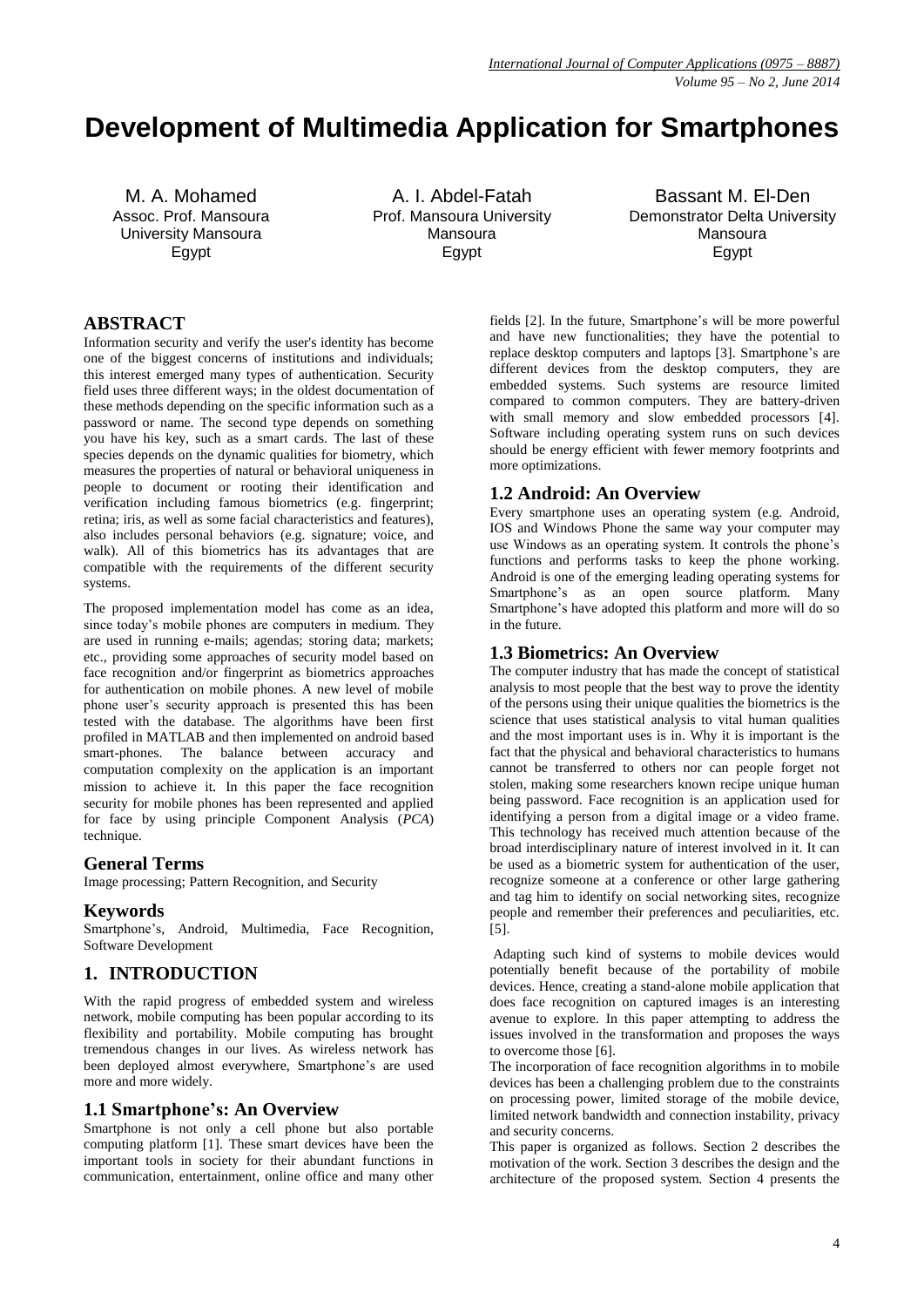# Development of Multimedia Application for Smartphones

M. A. Mohamed
Assoc. Prof. Mansoura University Mansoura
Egypt

A. I. Abdel-Fatah
Prof. Mansoura University
Mansoura
Egypt

Bassant M. El-Den
Demonstrator Delta University
Mansoura
Egypt

## ABSTRACT

Information security and verify the user's identity has become one of the biggest concerns of institutions and individuals; this interest emerged many types of authentication. Security field uses three different ways; in the oldest documentation of these methods depending on the specific information such as a password or name. The second type depends on something you have his key, such as a smart cards. The last of these species depends on the dynamic qualities for biometry, which measures the properties of natural or behavioral uniqueness in people to document or rooting their identification and verification including famous biometrics (e.g. fingerprint; retina; iris, as well as some facial characteristics and features), also includes personal behaviors (e.g. signature; voice, and walk). All of this biometrics has its advantages that are compatible with the requirements of the different security systems.

The proposed implementation model has come as an idea, since today's mobile phones are computers in medium. They are used in running e-mails; agendas; storing data; markets; etc., providing some approaches of security model based on face recognition and/or fingerprint as biometrics approaches for authentication on mobile phones. A new level of mobile phone user's security approach is presented this has been tested with the database. The algorithms have been first profiled in MATLAB and then implemented on android based smart-phones. The balance between accuracy and computation complexity on the application is an important mission to achieve it. In this paper the face recognition security for mobile phones has been represented and applied for face by using principle Component Analysis (*PCA*) technique.

## General Terms

Image processing; Pattern Recognition, and Security

## Keywords

Smartphone's, Android, Multimedia, Face Recognition, Software Development

## 1. INTRODUCTION

With the rapid progress of embedded system and wireless network, mobile computing has been popular according to its flexibility and portability. Mobile computing has brought tremendous changes in our lives. As wireless network has been deployed almost everywhere, Smartphone's are used more and more widely.

### 1.1 Smartphone's: An Overview

Smartphone is not only a cell phone but also portable computing platform [1]. These smart devices have been the important tools in society for their abundant functions in communication, entertainment, online office and many other fields [2]. In the future, Smartphone's will be more powerful and have new functionalities; they have the potential to replace desktop computers and laptops [3]. Smartphone's are different devices from the desktop computers, they are embedded systems. Such systems are resource limited compared to common computers. They are battery-driven with small memory and slow embedded processors [4]. Software including operating system runs on such devices should be energy efficient with fewer memory footprints and more optimizations.

### 1.2 Android: An Overview

Every smartphone uses an operating system (e.g. Android, IOS and Windows Phone the same way your computer may use Windows as an operating system. It controls the phone's functions and performs tasks to keep the phone working. Android is one of the emerging leading operating systems for Smartphone's as an open source platform. Many Smartphone's have adopted this platform and more will do so in the future.

### 1.3 Biometrics: An Overview

The computer industry that has made the concept of statistical analysis to most people that the best way to prove the identity of the persons using their unique qualities the biometrics is the science that uses statistical analysis to vital human qualities and the most important uses is in. Why it is important is the fact that the physical and behavioral characteristics to humans cannot be transferred to others nor can people forget not stolen, making some researchers known recipe unique human being password. Face recognition is an application used for identifying a person from a digital image or a video frame. This technology has received much attention because of the broad interdisciplinary nature of interest involved in it. It can be used as a biometric system for authentication of the user, recognize someone at a conference or other large gathering and tag him to identify on social networking sites, recognize people and remember their preferences and peculiarities, etc. [5].

Adapting such kind of systems to mobile devices would potentially benefit because of the portability of mobile devices. Hence, creating a stand-alone mobile application that does face recognition on captured images is an interesting avenue to explore. In this paper attempting to address the issues involved in the transformation and proposes the ways to overcome those [6].

The incorporation of face recognition algorithms in to mobile devices has been a challenging problem due to the constraints on processing power, limited storage of the mobile device, limited network bandwidth and connection instability, privacy and security concerns.

This paper is organized as follows. Section 2 describes the motivation of the work. Section 3 describes the design and the architecture of the proposed system. Section 4 presents the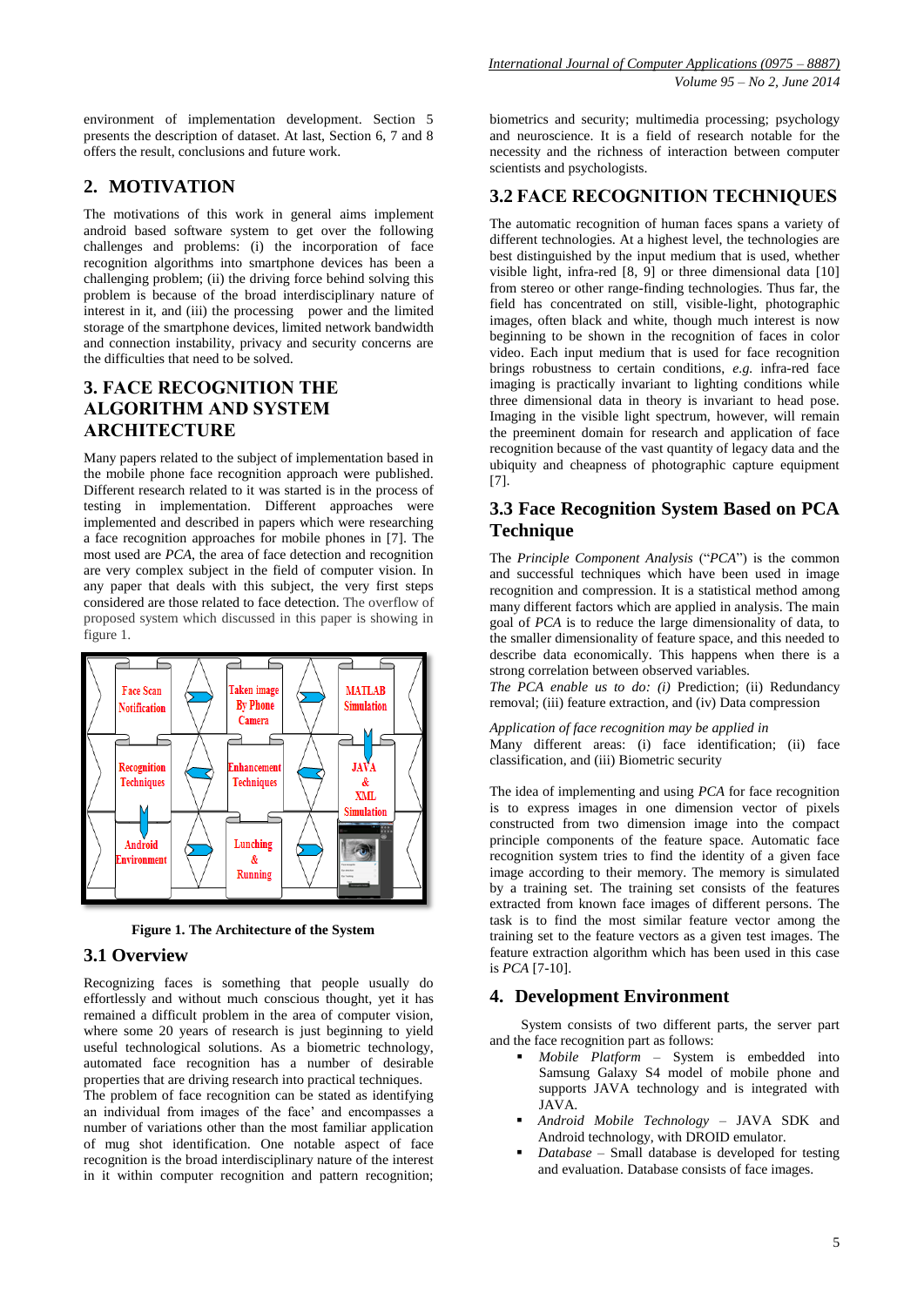environment of implementation development. Section 5 presents the description of dataset. At last, Section 6, 7 and 8 offers the result, conclusions and future work.

## 2. MOTIVATION

The motivations of this work in general aims implement android based software system to get over the following challenges and problems: (i) the incorporation of face recognition algorithms into smartphone devices has been a challenging problem; (ii) the driving force behind solving this problem is because of the broad interdisciplinary nature of interest in it, and (iii) the processing power and the limited storage of the smartphone devices, limited network bandwidth and connection instability, privacy and security concerns are the difficulties that need to be solved.

## 3. FACE RECOGNITION THE ALGORITHM AND SYSTEM ARCHITECTURE

Many papers related to the subject of implementation based in the mobile phone face recognition approach were published. Different research related to it was started is in the process of testing in implementation. Different approaches were implemented and described in papers which were researching a face recognition approaches for mobile phones in [7]. The most used are *PCA*, the area of face detection and recognition are very complex subject in the field of computer vision. In any paper that deals with this subject, the very first steps considered are those related to face detection. The overflow of proposed system which discussed in this paper is showing in figure 1.

**Figure 1. The Architecture of the System**

### 3.1 Overview

Recognizing faces is something that people usually do effortlessly and without much conscious thought, yet it has remained a difficult problem in the area of computer vision, where some 20 years of research is just beginning to yield useful technological solutions. As a biometric technology, automated face recognition has a number of desirable properties that are driving research into practical techniques. The problem of face recognition can be stated as identifying an individual from images of the face' and encompasses a number of variations other than the most familiar application of mug shot identification. One notable aspect of face recognition is the broad interdisciplinary nature of the interest in it within computer recognition and pattern recognition; biometrics and security; multimedia processing; psychology and neuroscience. It is a field of research notable for the necessity and the richness of interaction between computer scientists and psychologists.

## 3.2 FACE RECOGNITION TECHNIQUES

The automatic recognition of human faces spans a variety of different technologies. At a highest level, the technologies are best distinguished by the input medium that is used, whether visible light, infra-red [8, 9] or three dimensional data [10] from stereo or other range-finding technologies. Thus far, the field has concentrated on still, visible-light, photographic images, often black and white, though much interest is now beginning to be shown in the recognition of faces in color video. Each input medium that is used for face recognition brings robustness to certain conditions, *e.g.* infra-red face imaging is practically invariant to lighting conditions while three dimensional data in theory is invariant to head pose. Imaging in the visible light spectrum, however, will remain the preeminent domain for research and application of face recognition because of the vast quantity of legacy data and the ubiquity and cheapness of photographic capture equipment [7].

## 3.3 Face Recognition System Based on PCA Technique

The *Principle Component Analysis* ("*PCA*") is the common and successful techniques which have been used in image recognition and compression. It is a statistical method among many different factors which are applied in analysis. The main goal of *PCA* is to reduce the large dimensionality of data, to the smaller dimensionality of feature space, and this needed to describe data economically. This happens when there is a strong correlation between observed variables.

*The PCA enable us to do: (i)* Prediction; (ii) Redundancy removal; (iii) feature extraction, and (iv) Data compression

*Application of face recognition may be applied in*

Many different areas: (i) face identification; (ii) face classification, and (iii) Biometric security

The idea of implementing and using *PCA* for face recognition is to express images in one dimension vector of pixels constructed from two dimension image into the compact principle components of the feature space. Automatic face recognition system tries to find the identity of a given face image according to their memory. The memory is simulated by a training set. The training set consists of the features extracted from known face images of different persons. The task is to find the most similar feature vector among the training set to the feature vectors as a given test images. The feature extraction algorithm which has been used in this case is *PCA* [7-10].

## 4. Development Environment

System consists of two different parts, the server part and the face recognition part as follows:

- *Mobile Platform* – System is embedded into Samsung Galaxy S4 model of mobile phone and supports JAVA technology and is integrated with JAVA.
- *Android Mobile Technology* – JAVA SDK and Android technology, with DROID emulator.
- *Database* – Small database is developed for testing and evaluation. Database consists of face images.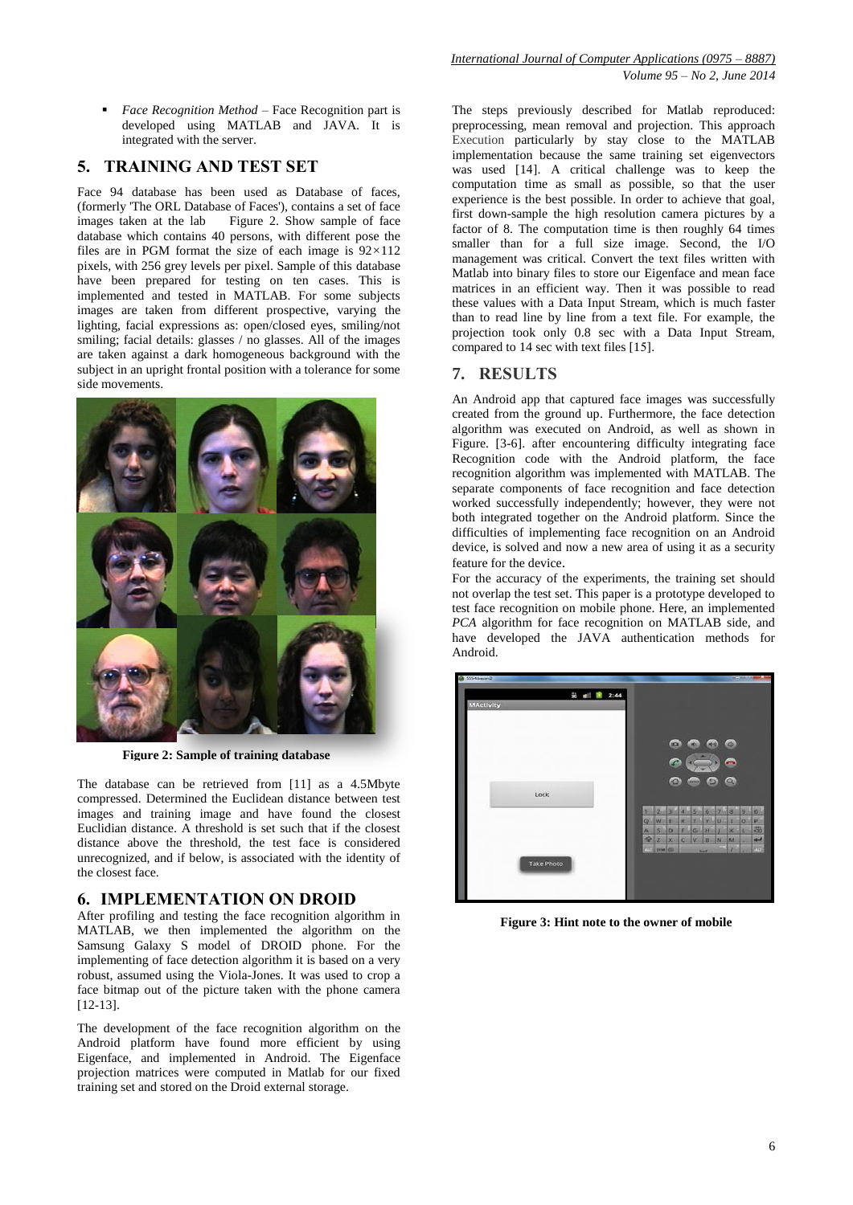- *Face Recognition Method* – Face Recognition part is developed using MATLAB and JAVA. It is integrated with the server.

## 5. TRAINING AND TEST SET

Face 94 database has been used as Database of faces, (formerly 'The ORL Database of Faces'), contains a set of face images taken at the lab Figure 2. Show sample of face database which contains 40 persons, with different pose the files are in PGM format the size of each image is 92×112 pixels, with 256 grey levels per pixel. Sample of this database have been prepared for testing on ten cases. This is implemented and tested in MATLAB. For some subjects images are taken from different prospective, varying the lighting, facial expressions as: open/closed eyes, smiling/not smiling; facial details: glasses / no glasses. All of the images are taken against a dark homogeneous background with the subject in an upright frontal position with a tolerance for some side movements.

**Figure 2: Sample of training database**

The database can be retrieved from [11] as a 4.5Mbyte compressed. Determined the Euclidean distance between test images and training image and have found the closest Euclidian distance. A threshold is set such that if the closest distance above the threshold, the test face is considered unrecognized, and if below, is associated with the identity of the closest face.

## 6. IMPLEMENTATION ON DROID

After profiling and testing the face recognition algorithm in MATLAB, we then implemented the algorithm on the Samsung Galaxy S model of DROID phone. For the implementing of face detection algorithm it is based on a very robust, assumed using the Viola-Jones. It was used to crop a face bitmap out of the picture taken with the phone camera [12-13].

The development of the face recognition algorithm on the Android platform have found more efficient by using Eigenface, and implemented in Android. The Eigenface projection matrices were computed in Matlab for our fixed training set and stored on the Droid external storage.

The steps previously described for Matlab reproduced: preprocessing, mean removal and projection. This approach Execution particularly by stay close to the MATLAB implementation because the same training set eigenvectors was used [14]. A critical challenge was to keep the computation time as small as possible, so that the user experience is the best possible. In order to achieve that goal, first down-sample the high resolution camera pictures by a factor of 8. The computation time is then roughly 64 times smaller than for a full size image. Second, the I/O management was critical. Convert the text files written with Matlab into binary files to store our Eigenface and mean face matrices in an efficient way. Then it was possible to read these values with a Data Input Stream, which is much faster than to read line by line from a text file. For example, the projection took only 0.8 sec with a Data Input Stream, compared to 14 sec with text files [15].

## 7. RESULTS

An Android app that captured face images was successfully created from the ground up. Furthermore, the face detection algorithm was executed on Android, as well as shown in Figure. [3-6]. after encountering difficulty integrating face Recognition code with the Android platform, the face recognition algorithm was implemented with MATLAB. The separate components of face recognition and face detection worked successfully independently; however, they were not both integrated together on the Android platform. Since the difficulties of implementing face recognition on an Android device, is solved and now a new area of using it as a security feature for the device.

For the accuracy of the experiments, the training set should not overlap the test set. This paper is a prototype developed to test face recognition on mobile phone. Here, an implemented *PCA* algorithm for face recognition on MATLAB side, and have developed the JAVA authentication methods for Android.

**Figure 3: Hint note to the owner of mobile**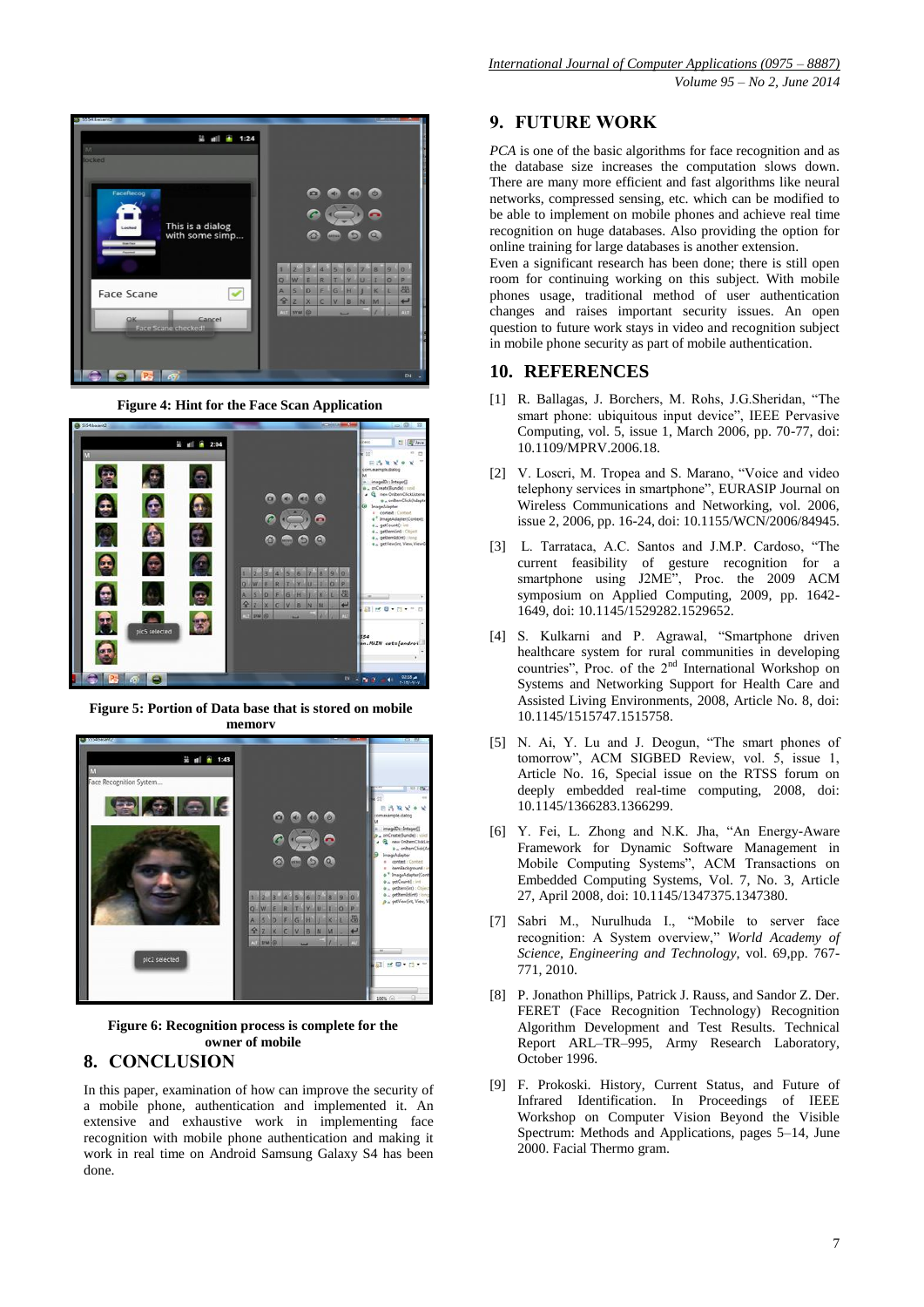Figure 4: Hint for the Face Scan Application

Figure 5: Portion of Data base that is stored on mobile memory

Figure 6: Recognition process is complete for the owner of mobile

## 8. CONCLUSION

In this paper, examination of how can improve the security of a mobile phone, authentication and implemented it. An extensive and exhaustive work in implementing face recognition with mobile phone authentication and making it work in real time on Android Samsung Galaxy S4 has been done.

## 9. FUTURE WORK

*PCA* is one of the basic algorithms for face recognition and as the database size increases the computation slows down. There are many more efficient and fast algorithms like neural networks, compressed sensing, etc. which can be modified to be able to implement on mobile phones and achieve real time recognition on huge databases. Also providing the option for online training for large databases is another extension.

Even a significant research has been done; there is still open room for continuing working on this subject. With mobile phones usage, traditional method of user authentication changes and raises important security issues. An open question to future work stays in video and recognition subject in mobile phone security as part of mobile authentication.

## 10. REFERENCES

[1] R. Ballagas, J. Borchers, M. Rohs, J.G.Sheridan, "The smart phone: ubiquitous input device", IEEE Pervasive Computing, vol. 5, issue 1, March 2006, pp. 70-77, doi: 10.1109/MPRV.2006.18.

[2] V. Loscri, M. Tropea and S. Marano, "Voice and video telephony services in smartphone", EURASIP Journal on Wireless Communications and Networking, vol. 2006, issue 2, 2006, pp. 16-24, doi: 10.1155/WCN/2006/84945.

[3] L. Tarrataca, A.C. Santos and J.M.P. Cardoso, "The current feasibility of gesture recognition for a smartphone using J2ME", Proc. the 2009 ACM symposium on Applied Computing, 2009, pp. 1642-1649, doi: 10.1145/1529282.1529652.

[4] S. Kulkarni and P. Agrawal, "Smartphone driven healthcare system for rural communities in developing countries", Proc. of the 2nd International Workshop on Systems and Networking Support for Health Care and Assisted Living Environments, 2008, Article No. 8, doi: 10.1145/1515747.1515758.

[5] N. Ai, Y. Lu and J. Deogun, "The smart phones of tomorrow", ACM SIGBED Review, vol. 5, issue 1, Article No. 16, Special issue on the RTSS forum on deeply embedded real-time computing, 2008, doi: 10.1145/1366283.1366299.

[6] Y. Fei, L. Zhong and N.K. Jha, "An Energy-Aware Framework for Dynamic Software Management in Mobile Computing Systems", ACM Transactions on Embedded Computing Systems, Vol. 7, No. 3, Article 27, April 2008, doi: 10.1145/1347375.1347380.

[7] Sabri M., Nurulhuda I., "Mobile to server face recognition: A System overview," *World Academy of Science, Engineering and Technology,* vol. 69,pp. 767-771, 2010.

[8] P. Jonathon Phillips, Patrick J. Rauss, and Sandor Z. Der. FERET (Face Recognition Technology) Recognition Algorithm Development and Test Results. Technical Report ARL–TR–995, Army Research Laboratory, October 1996.

[9] F. Prokoski. History, Current Status, and Future of Infrared Identification. In Proceedings of IEEE Workshop on Computer Vision Beyond the Visible Spectrum: Methods and Applications, pages 5–14, June 2000. Facial Thermo gram.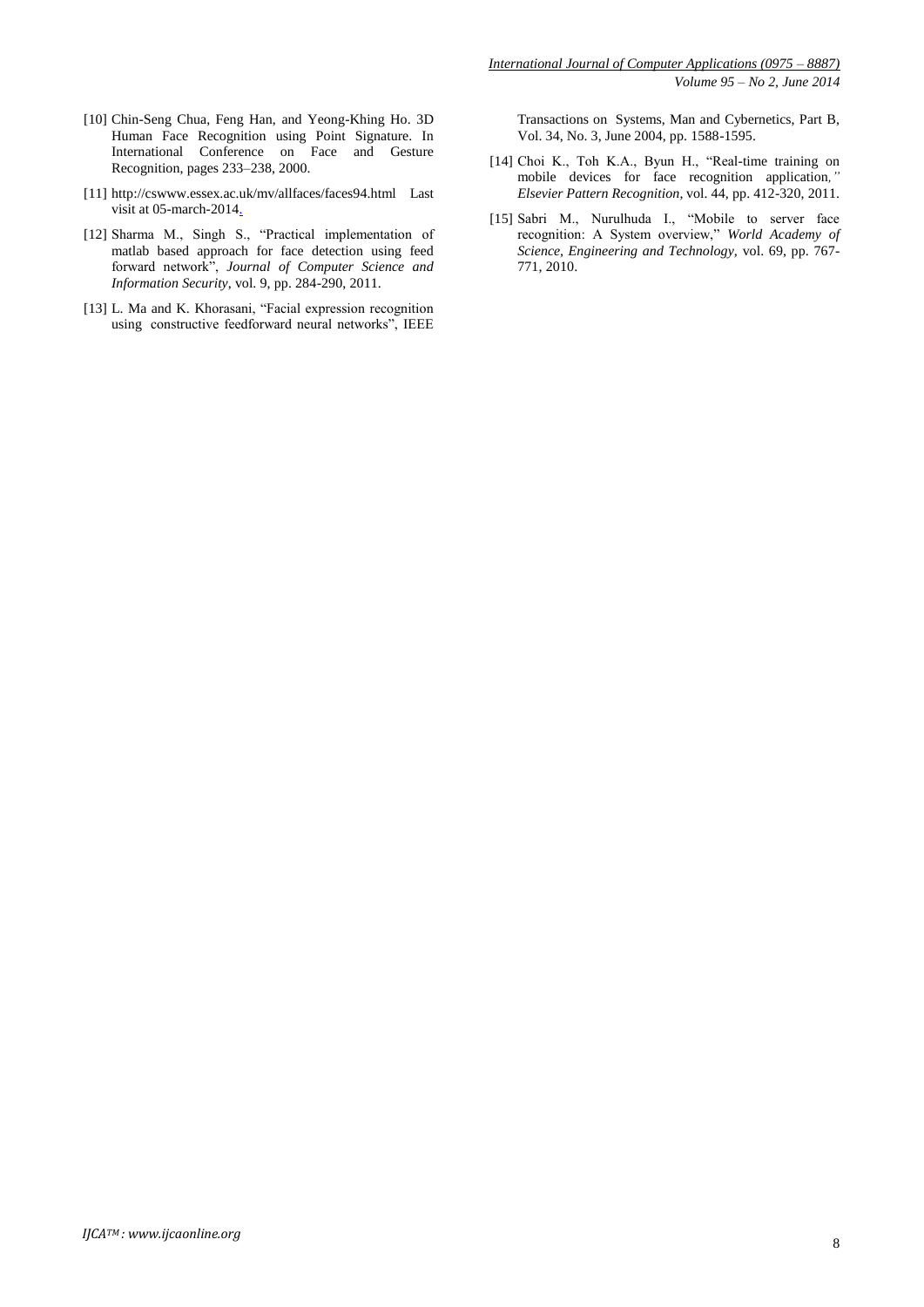[10] Chin-Seng Chua, Feng Han, and Yeong-Khing Ho. 3D Human Face Recognition using Point Signature. In International Conference on Face and Gesture Recognition, pages 233–238, 2000.

[11] http://cswww.essex.ac.uk/mv/allfaces/faces94.html Last visit at 05-march-2014.

[12] Sharma M., Singh S., "Practical implementation of matlab based approach for face detection using feed forward network", *Journal of Computer Science and Information Security*, vol. 9, pp. 284-290, 2011.

[13] L. Ma and K. Khorasani, "Facial expression recognition using constructive feedforward neural networks", IEEE Transactions on Systems, Man and Cybernetics, Part B, Vol. 34, No. 3, June 2004, pp. 1588-1595.

[14] Choi K., Toh K.A., Byun H., "Real-time training on mobile devices for face recognition application," *Elsevier Pattern Recognition*, vol. 44, pp. 412-320, 2011.

[15] Sabri M., Nurulhuda I., "Mobile to server face recognition: A System overview," *World Academy of Science, Engineering and Technology*, vol. 69, pp. 767-771, 2010.